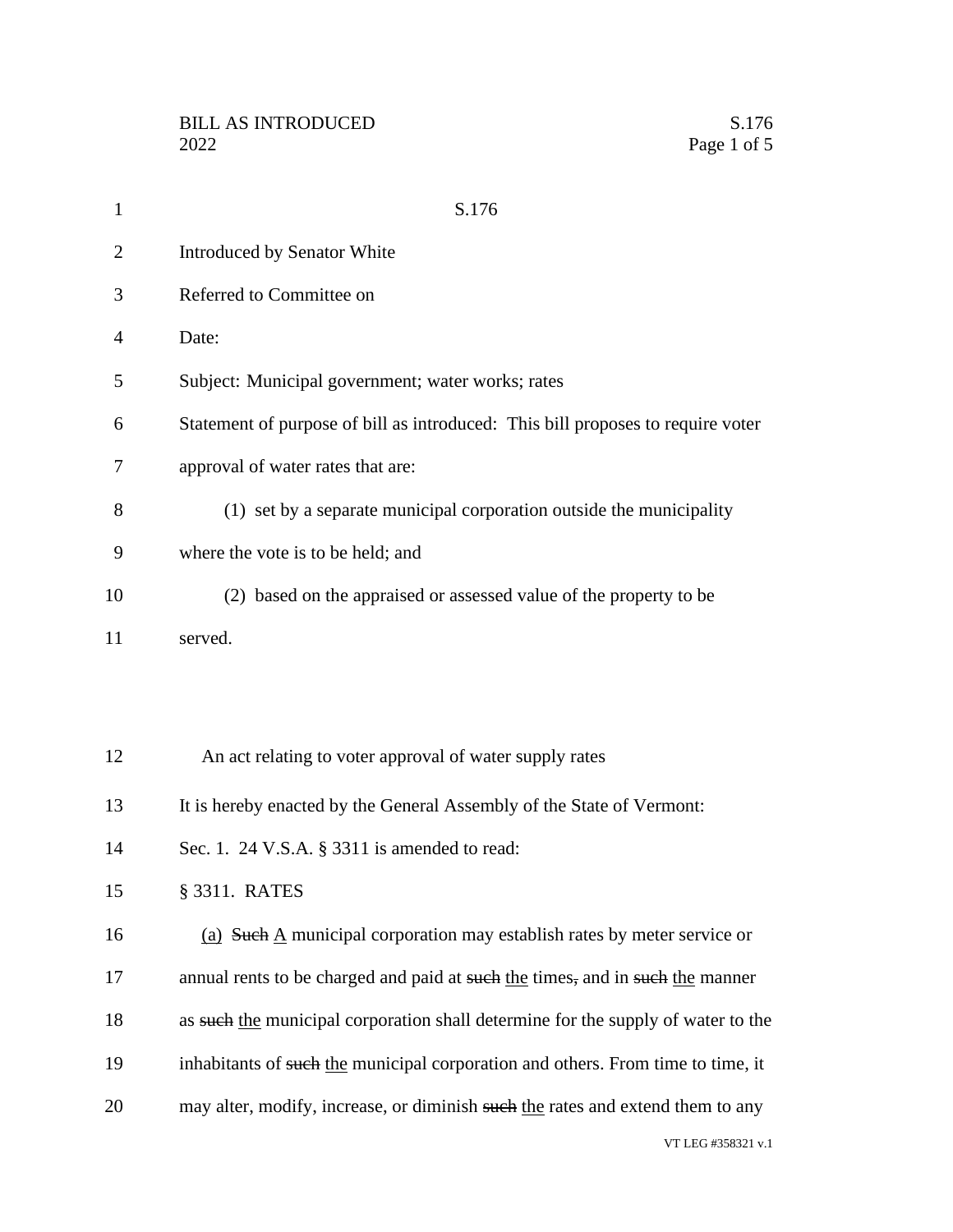S.176

Introduced by Senator White

Referred to Committee on

Date:

Subject: Municipal government; water works; rates

Statement of purpose of bill as introduced: This bill proposes to require voter approval of water rates that are:

(1) set by a separate municipal corporation outside the municipality where the vote is to be held; and

(2) based on the appraised or assessed value of the property to be served.

An act relating to voter approval of water supply rates

It is hereby enacted by the General Assembly of the State of Vermont:

Sec. 1. 24 V.S.A. § 3311 is amended to read:

§ 3311. RATES

(a) ~~Such~~ A municipal corporation may establish rates by meter service or annual rents to be charged and paid at ~~such~~ the times~~,~~ and in ~~such~~ the manner as ~~such~~ the municipal corporation shall determine for the supply of water to the inhabitants of ~~such~~ the municipal corporation and others. From time to time, it may alter, modify, increase, or diminish ~~such~~ the rates and extend them to any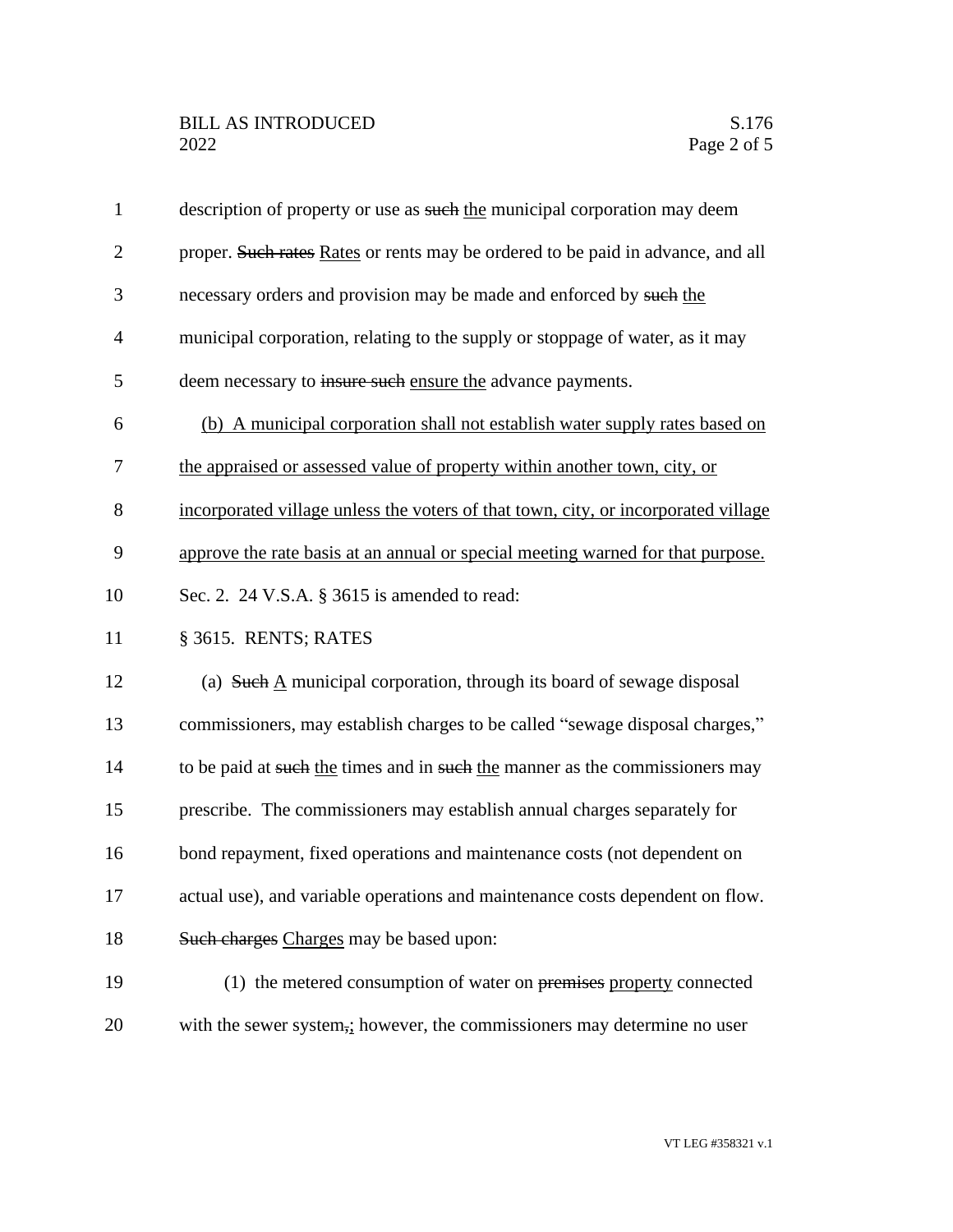description of property or use as ~~such~~ <u>the</u> municipal corporation may deem proper. ~~Such rates~~ <u>Rates</u> or rents may be ordered to be paid in advance, and all necessary orders and provision may be made and enforced by ~~such~~ <u>the</u> municipal corporation, relating to the supply or stoppage of water, as it may deem necessary to ~~insure such~~ <u>ensure the</u> advance payments.

<u>(b) A municipal corporation shall not establish water supply rates based on the appraised or assessed value of property within another town, city, or incorporated village unless the voters of that town, city, or incorporated village approve the rate basis at an annual or special meeting warned for that purpose.</u>

Sec. 2. 24 V.S.A. § 3615 is amended to read:

§ 3615. RENTS; RATES

(a) ~~Such~~ <u>A</u> municipal corporation, through its board of sewage disposal commissioners, may establish charges to be called "sewage disposal charges," to be paid at ~~such~~ <u>the</u> times and in ~~such~~ <u>the</u> manner as the commissioners may prescribe. The commissioners may establish annual charges separately for bond repayment, fixed operations and maintenance costs (not dependent on actual use), and variable operations and maintenance costs dependent on flow. ~~Such charges~~ <u>Charges</u> may be based upon:

(1) the metered consumption of water on ~~premises~~ <u>property</u> connected with the sewer system~~,~~<u>;</u> however, the commissioners may determine no user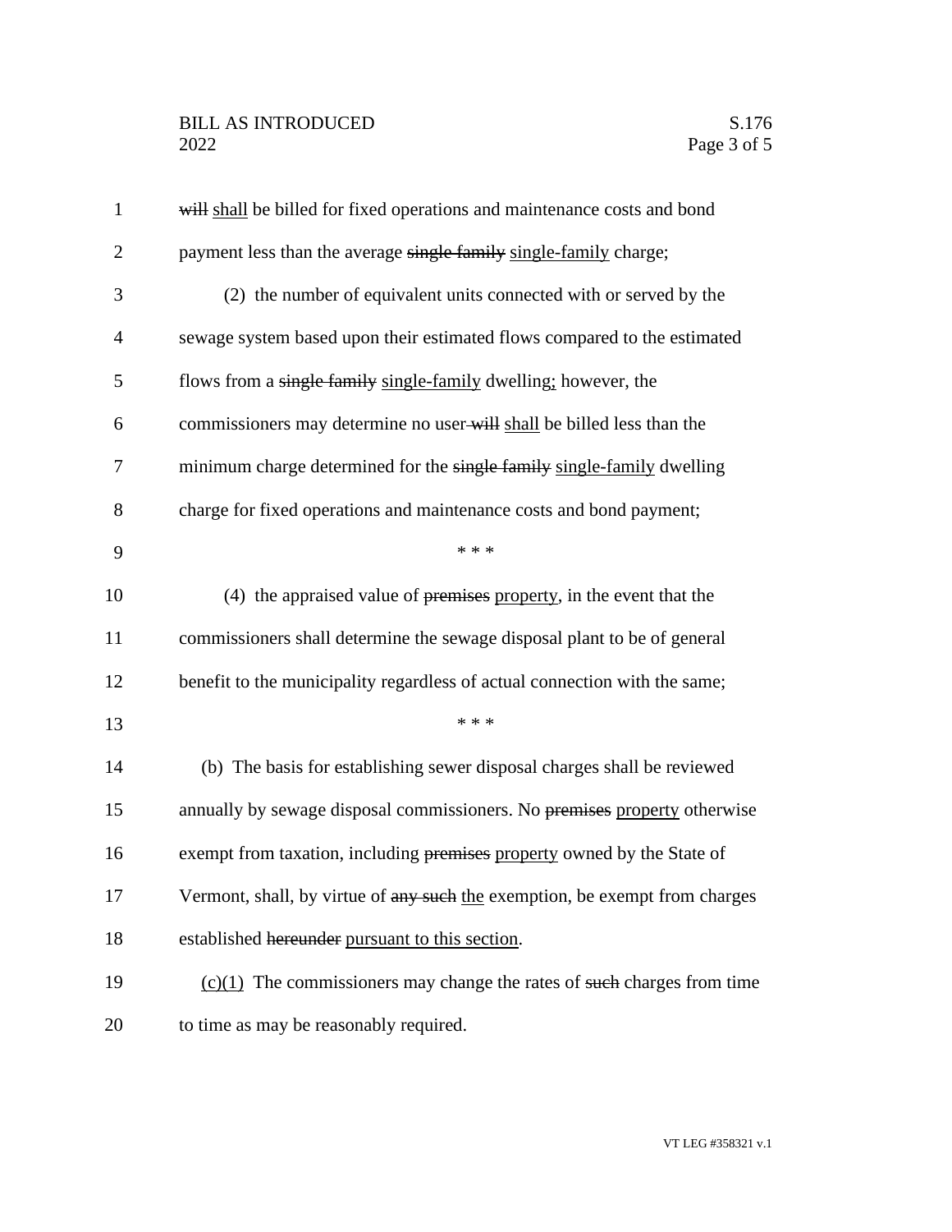~~will~~ <u>shall</u> be billed for fixed operations and maintenance costs and bond payment less than the average ~~single family~~ <u>single-family</u> charge;

(2) the number of equivalent units connected with or served by the sewage system based upon their estimated flows compared to the estimated flows from a ~~single family~~ <u>single-family</u> dwelling<u>;</u> however, the commissioners may determine no user ~~will~~ <u>shall</u> be billed less than the minimum charge determined for the ~~single family~~ <u>single-family</u> dwelling charge for fixed operations and maintenance costs and bond payment;

\* \* \*

(4) the appraised value of ~~premises~~ <u>property</u>, in the event that the commissioners shall determine the sewage disposal plant to be of general benefit to the municipality regardless of actual connection with the same;

\* \* \*

(b) The basis for establishing sewer disposal charges shall be reviewed annually by sewage disposal commissioners. No ~~premises~~ <u>property</u> otherwise exempt from taxation, including ~~premises~~ <u>property</u> owned by the State of Vermont, shall, by virtue of ~~any such~~ <u>the</u> exemption, be exempt from charges established ~~hereunder~~ <u>pursuant to this section</u>.

<u>(c)(1)</u> The commissioners may change the rates of ~~such~~ charges from time to time as may be reasonably required.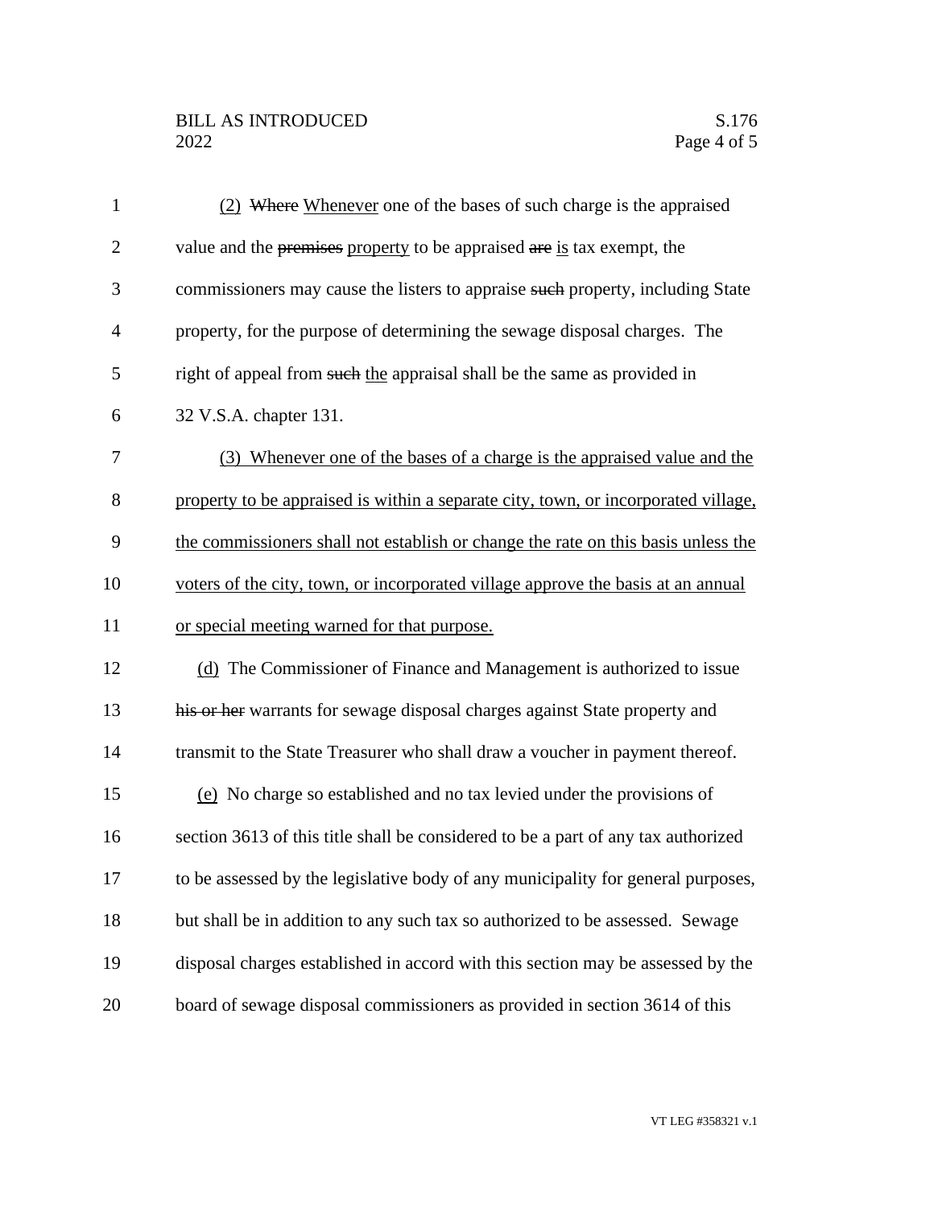(2) ~~Where~~ <u>Whenever</u> one of the bases of such charge is the appraised value and the ~~premises~~ <u>property</u> to be appraised ~~are~~ <u>is</u> tax exempt, the commissioners may cause the listers to appraise ~~such~~ property, including State property, for the purpose of determining the sewage disposal charges. The right of appeal from ~~such~~ <u>the</u> appraisal shall be the same as provided in 32 V.S.A. chapter 131.

<u>(3) Whenever one of the bases of a charge is the appraised value and the property to be appraised is within a separate city, town, or incorporated village, the commissioners shall not establish or change the rate on this basis unless the voters of the city, town, or incorporated village approve the basis at an annual or special meeting warned for that purpose.</u>

<u>(d)</u> The Commissioner of Finance and Management is authorized to issue ~~his or her~~ warrants for sewage disposal charges against State property and transmit to the State Treasurer who shall draw a voucher in payment thereof.

<u>(e)</u> No charge so established and no tax levied under the provisions of section 3613 of this title shall be considered to be a part of any tax authorized to be assessed by the legislative body of any municipality for general purposes, but shall be in addition to any such tax so authorized to be assessed. Sewage disposal charges established in accord with this section may be assessed by the board of sewage disposal commissioners as provided in section 3614 of this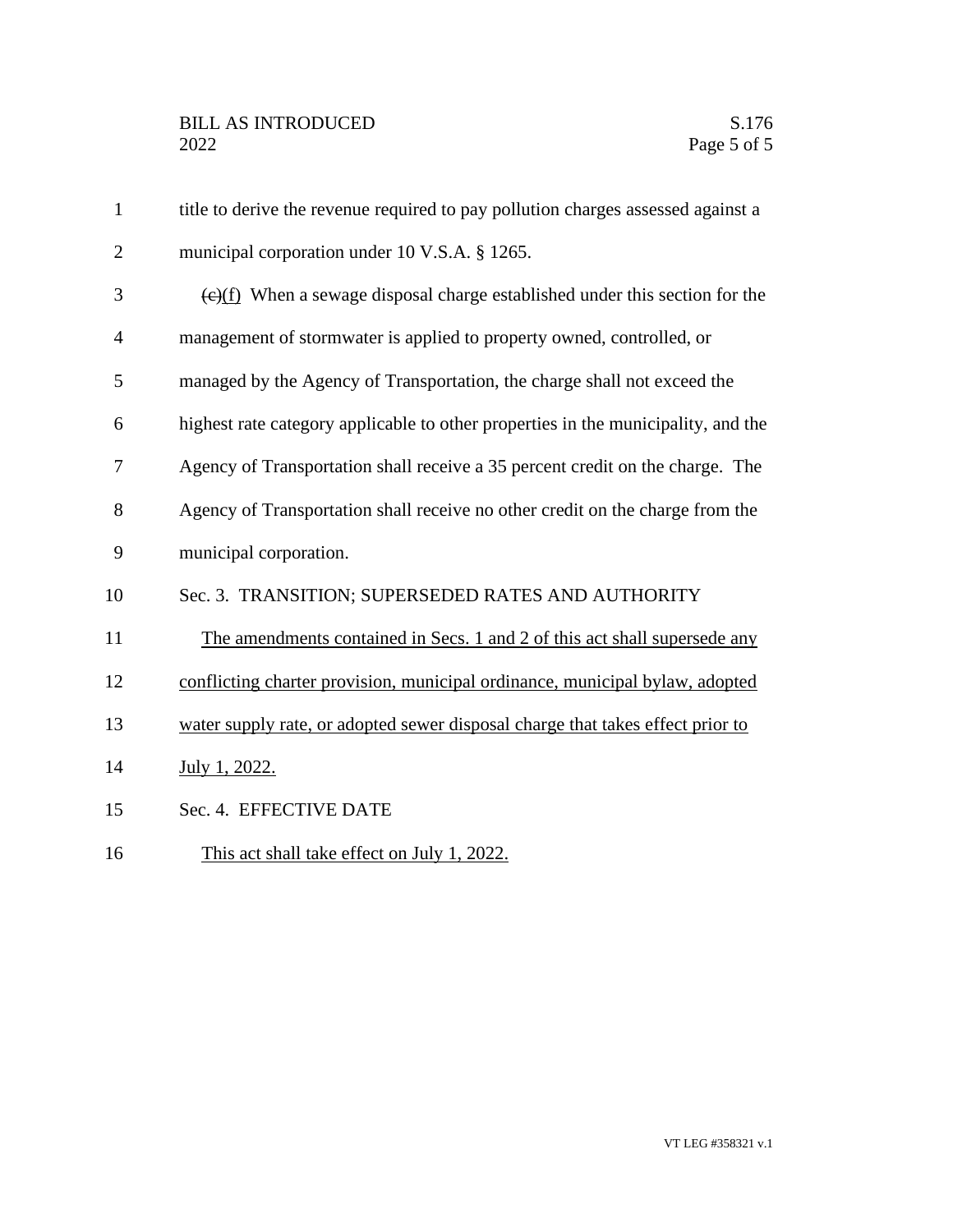title to derive the revenue required to pay pollution charges assessed against a municipal corporation under 10 V.S.A. § 1265.

~~(e)~~(f) When a sewage disposal charge established under this section for the management of stormwater is applied to property owned, controlled, or managed by the Agency of Transportation, the charge shall not exceed the highest rate category applicable to other properties in the municipality, and the Agency of Transportation shall receive a 35 percent credit on the charge. The Agency of Transportation shall receive no other credit on the charge from the municipal corporation.

Sec. 3. TRANSITION; SUPERSEDED RATES AND AUTHORITY

The amendments contained in Secs. 1 and 2 of this act shall supersede any conflicting charter provision, municipal ordinance, municipal bylaw, adopted water supply rate, or adopted sewer disposal charge that takes effect prior to July 1, 2022.

Sec. 4. EFFECTIVE DATE

This act shall take effect on July 1, 2022.